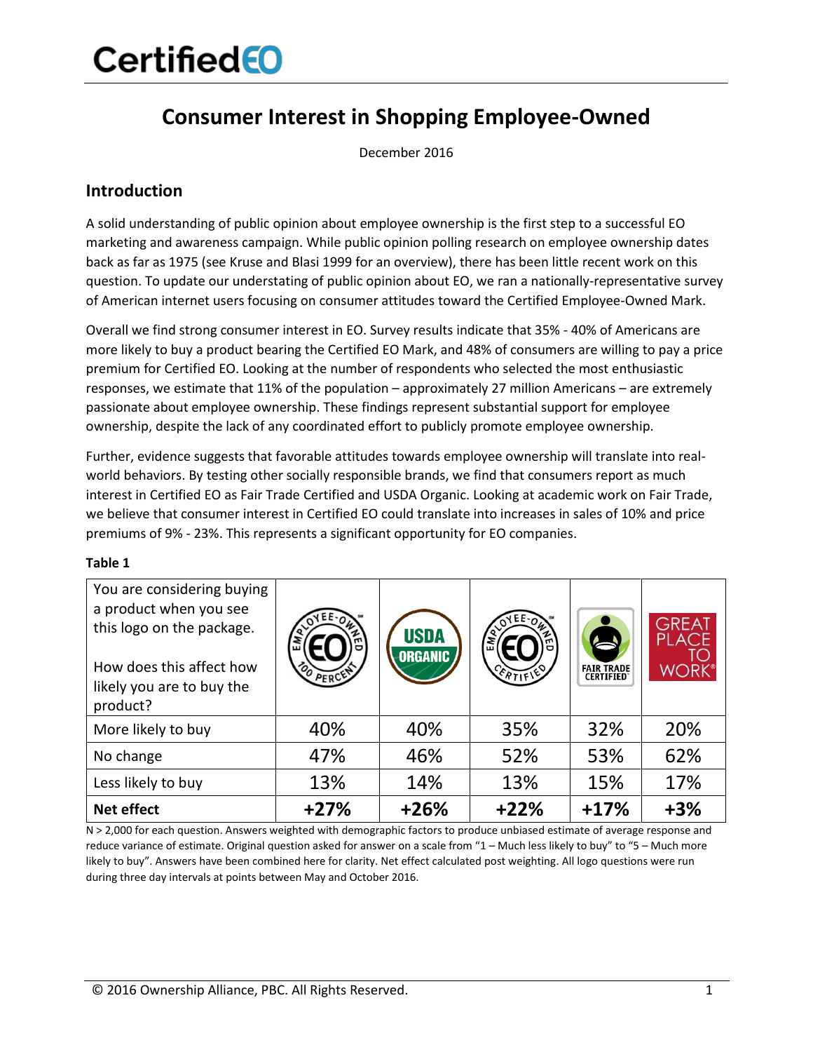# CertifiedEO

## Consumer Interest in Shopping Employee-Owned

December 2016

### Introduction

A solid understanding of public opinion about employee ownership is the first step to a successful EO marketing and awareness campaign. While public opinion polling research on employee ownership dates back as far as 1975 (see Kruse and Blasi 1999 for an overview), there has been little recent work on this question. To update our understating of public opinion about EO, we ran a nationally-representative survey of American internet users focusing on consumer attitudes toward the Certified Employee-Owned Mark.

Overall we find strong consumer interest in EO. Survey results indicate that 35% - 40% of Americans are more likely to buy a product bearing the Certified EO Mark, and 48% of consumers are willing to pay a price premium for Certified EO. Looking at the number of respondents who selected the most enthusiastic responses, we estimate that 11% of the population – approximately 27 million Americans – are extremely passionate about employee ownership. These findings represent substantial support for employee ownership, despite the lack of any coordinated effort to publicly promote employee ownership.

Further, evidence suggests that favorable attitudes towards employee ownership will translate into real-world behaviors. By testing other socially responsible brands, we find that consumers report as much interest in Certified EO as Fair Trade Certified and USDA Organic. Looking at academic work on Fair Trade, we believe that consumer interest in Certified EO could translate into increases in sales of 10% and price premiums of 9% - 23%. This represents a significant opportunity for EO companies.

**Table 1**

| You are considering buying a product when you see this logo on the package. How does this affect how likely you are to buy the product? | Employee-Owned 100 Percent EO | USDA Organic | Employee-Owned Certified EO | Fair Trade Certified | Great Place to Work |
|---|---|---|---|---|---|
| More likely to buy | 40% | 40% | 35% | 32% | 20% |
| No change | 47% | 46% | 52% | 53% | 62% |
| Less likely to buy | 13% | 14% | 13% | 15% | 17% |
| **Net effect** | **+27%** | **+26%** | **+22%** | **+17%** | **+3%** |

N > 2,000 for each question. Answers weighted with demographic factors to produce unbiased estimate of average response and reduce variance of estimate. Original question asked for answer on a scale from "1 – Much less likely to buy" to "5 – Much more likely to buy". Answers have been combined here for clarity. Net effect calculated post weighting. All logo questions were run during three day intervals at points between May and October 2016.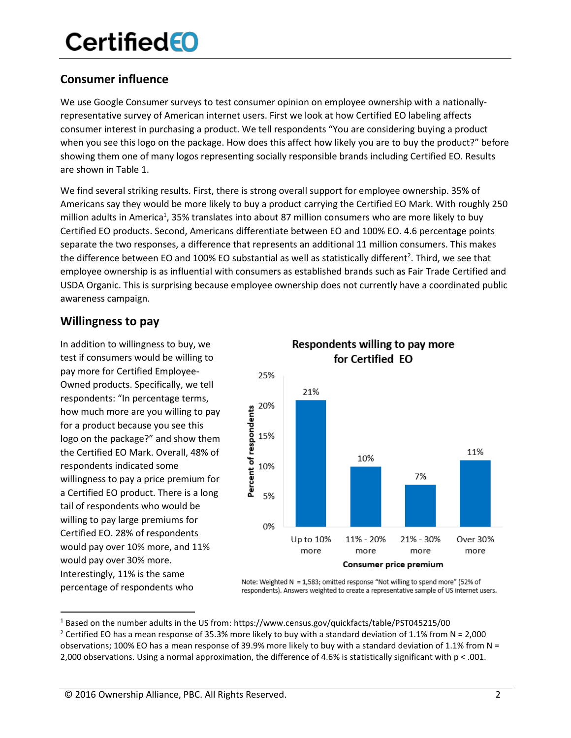## Consumer influence

We use Google Consumer surveys to test consumer opinion on employee ownership with a nationally-representative survey of American internet users. First we look at how Certified EO labeling affects consumer interest in purchasing a product. We tell respondents "You are considering buying a product when you see this logo on the package. How does this affect how likely you are to buy the product?" before showing them one of many logos representing socially responsible brands including Certified EO. Results are shown in Table 1.

We find several striking results. First, there is strong overall support for employee ownership. 35% of Americans say they would be more likely to buy a product carrying the Certified EO Mark. With roughly 250 million adults in America[1], 35% translates into about 87 million consumers who are more likely to buy Certified EO products. Second, Americans differentiate between EO and 100% EO. 4.6 percentage points separate the two responses, a difference that represents an additional 11 million consumers. This makes the difference between EO and 100% EO substantial as well as statistically different[2]. Third, we see that employee ownership is as influential with consumers as established brands such as Fair Trade Certified and USDA Organic. This is surprising because employee ownership does not currently have a coordinated public awareness campaign.

## Willingness to pay

In addition to willingness to buy, we test if consumers would be willing to pay more for Certified Employee-Owned products. Specifically, we tell respondents: "In percentage terms, how much more are you willing to pay for a product because you see this logo on the package?" and show them the Certified EO Mark. Overall, 48% of respondents indicated some willingness to pay a price premium for a Certified EO product. There is a long tail of respondents who would be willing to pay large premiums for Certified EO. 28% of respondents would pay over 10% more, and 11% would pay over 30% more. Interestingly, 11% is the same percentage of respondents who

**Respondents willing to pay more for Certified EO**

| Consumer price premium | Percent of respondents |
|---|---|
| Up to 10% more | 21% |
| 11% - 20% more | 10% |
| 21% - 30% more | 7% |
| Over 30% more | 11% |

Note: Weighted N = 1,583; omitted response "Not willing to spend more" (52% of respondents). Answers weighted to create a representative sample of US internet users.

---

[1] Based on the number adults in the US from: https://www.census.gov/quickfacts/table/PST045215/00

[2] Certified EO has a mean response of 35.3% more likely to buy with a standard deviation of 1.1% from N = 2,000 observations; 100% EO has a mean response of 39.9% more likely to buy with a standard deviation of 1.1% from N = 2,000 observations. Using a normal approximation, the difference of 4.6% is statistically significant with $p < .001$.

© 2016 Ownership Alliance, PBC. All Rights Reserved.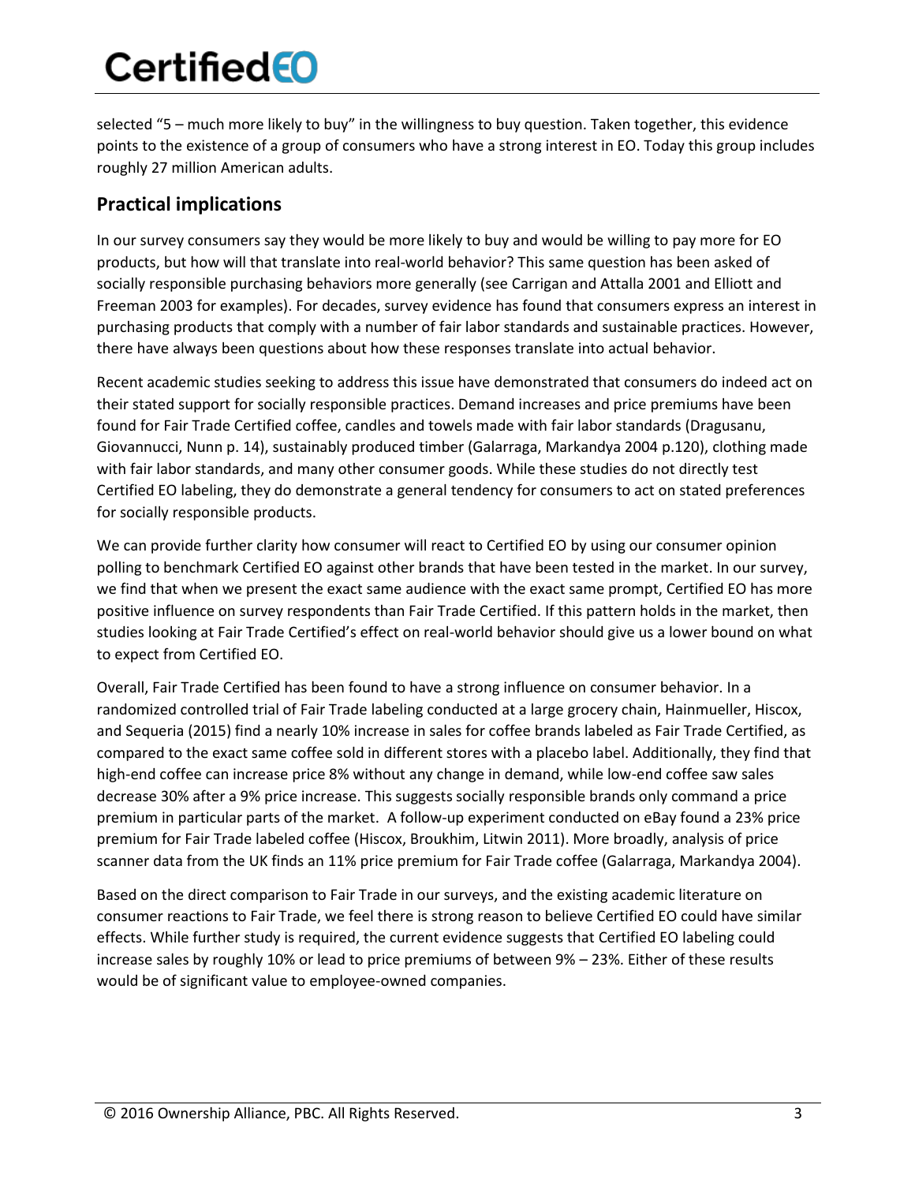selected “5 – much more likely to buy” in the willingness to buy question. Taken together, this evidence points to the existence of a group of consumers who have a strong interest in EO. Today this group includes roughly 27 million American adults.

## Practical implications

In our survey consumers say they would be more likely to buy and would be willing to pay more for EO products, but how will that translate into real-world behavior? This same question has been asked of socially responsible purchasing behaviors more generally (see Carrigan and Attalla 2001 and Elliott and Freeman 2003 for examples). For decades, survey evidence has found that consumers express an interest in purchasing products that comply with a number of fair labor standards and sustainable practices. However, there have always been questions about how these responses translate into actual behavior.

Recent academic studies seeking to address this issue have demonstrated that consumers do indeed act on their stated support for socially responsible practices. Demand increases and price premiums have been found for Fair Trade Certified coffee, candles and towels made with fair labor standards (Dragusanu, Giovannucci, Nunn p. 14), sustainably produced timber (Galarraga, Markandya 2004 p.120), clothing made with fair labor standards, and many other consumer goods. While these studies do not directly test Certified EO labeling, they do demonstrate a general tendency for consumers to act on stated preferences for socially responsible products.

We can provide further clarity how consumer will react to Certified EO by using our consumer opinion polling to benchmark Certified EO against other brands that have been tested in the market. In our survey, we find that when we present the exact same audience with the exact same prompt, Certified EO has more positive influence on survey respondents than Fair Trade Certified. If this pattern holds in the market, then studies looking at Fair Trade Certified’s effect on real-world behavior should give us a lower bound on what to expect from Certified EO.

Overall, Fair Trade Certified has been found to have a strong influence on consumer behavior. In a randomized controlled trial of Fair Trade labeling conducted at a large grocery chain, Hainmueller, Hiscox, and Sequeria (2015) find a nearly 10% increase in sales for coffee brands labeled as Fair Trade Certified, as compared to the exact same coffee sold in different stores with a placebo label. Additionally, they find that high-end coffee can increase price 8% without any change in demand, while low-end coffee saw sales decrease 30% after a 9% price increase. This suggests socially responsible brands only command a price premium in particular parts of the market. A follow-up experiment conducted on eBay found a 23% price premium for Fair Trade labeled coffee (Hiscox, Broukhim, Litwin 2011). More broadly, analysis of price scanner data from the UK finds an 11% price premium for Fair Trade coffee (Galarraga, Markandya 2004).

Based on the direct comparison to Fair Trade in our surveys, and the existing academic literature on consumer reactions to Fair Trade, we feel there is strong reason to believe Certified EO could have similar effects. While further study is required, the current evidence suggests that Certified EO labeling could increase sales by roughly 10% or lead to price premiums of between 9% – 23%. Either of these results would be of significant value to employee-owned companies.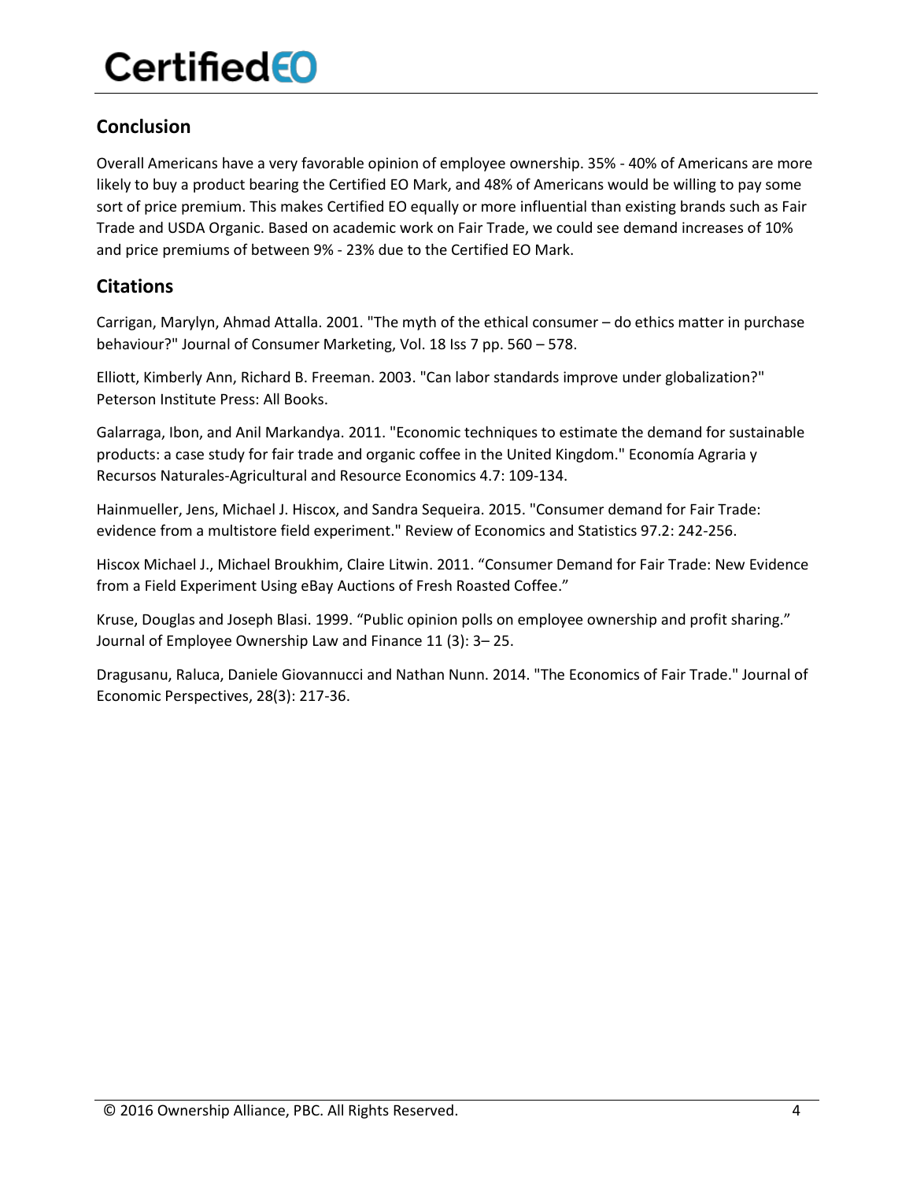## Conclusion

Overall Americans have a very favorable opinion of employee ownership. 35% - 40% of Americans are more likely to buy a product bearing the Certified EO Mark, and 48% of Americans would be willing to pay some sort of price premium. This makes Certified EO equally or more influential than existing brands such as Fair Trade and USDA Organic. Based on academic work on Fair Trade, we could see demand increases of 10% and price premiums of between 9% - 23% due to the Certified EO Mark.

## Citations

Carrigan, Marylyn, Ahmad Attalla. 2001. "The myth of the ethical consumer – do ethics matter in purchase behaviour?" Journal of Consumer Marketing, Vol. 18 Iss 7 pp. 560 – 578.

Elliott, Kimberly Ann, Richard B. Freeman. 2003. "Can labor standards improve under globalization?" Peterson Institute Press: All Books.

Galarraga, Ibon, and Anil Markandya. 2011. "Economic techniques to estimate the demand for sustainable products: a case study for fair trade and organic coffee in the United Kingdom." Economía Agraria y Recursos Naturales-Agricultural and Resource Economics 4.7: 109-134.

Hainmueller, Jens, Michael J. Hiscox, and Sandra Sequeira. 2015. "Consumer demand for Fair Trade: evidence from a multistore field experiment." Review of Economics and Statistics 97.2: 242-256.

Hiscox Michael J., Michael Broukhim, Claire Litwin. 2011. "Consumer Demand for Fair Trade: New Evidence from a Field Experiment Using eBay Auctions of Fresh Roasted Coffee."

Kruse, Douglas and Joseph Blasi. 1999. "Public opinion polls on employee ownership and profit sharing." Journal of Employee Ownership Law and Finance 11 (3): 3– 25.

Dragusanu, Raluca, Daniele Giovannucci and Nathan Nunn. 2014. "The Economics of Fair Trade." Journal of Economic Perspectives, 28(3): 217-36.